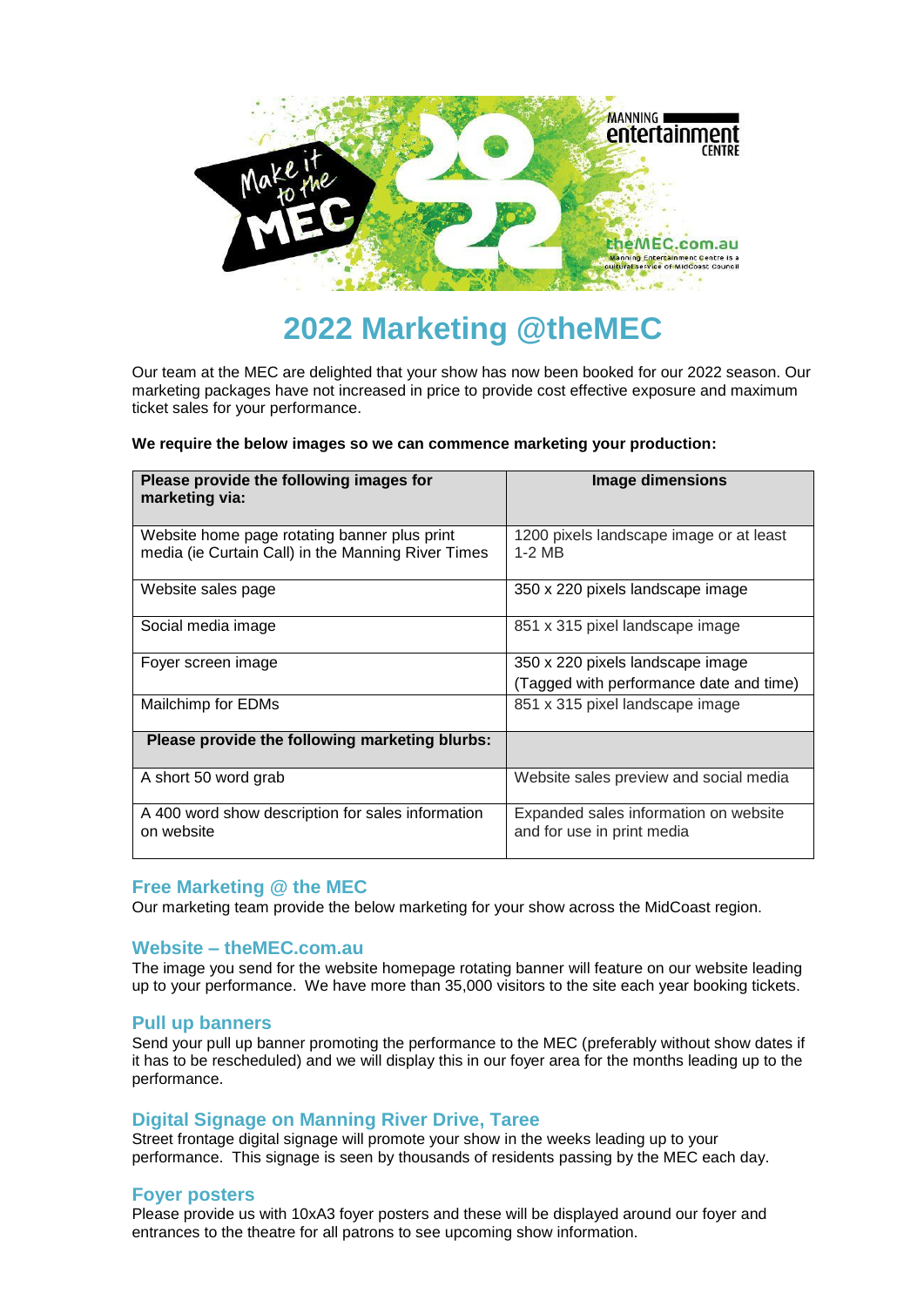# 2022 Marketing @theMEC

Our team at the MEC are delighted that your show has now been booked for our 2022 season. Our marketing packages have not increased in price to provide cost effective exposure and maximum ticket sales for your performance.

**We require the below images so we can commence marketing your production:**

| **Please provide the following images for marketing via:** | **Image dimensions** |
|---|---|
| Website home page rotating banner plus print media (ie Curtain Call) in the Manning River Times | 1200 pixels landscape image or at least 1-2 MB |
| Website sales page | 350 x 220 pixels landscape image |
| Social media image | 851 x 315 pixel landscape image |
| Foyer screen image | 350 x 220 pixels landscape image (Tagged with performance date and time) |
| Mailchimp for EDMs | 851 x 315 pixel landscape image |
| **Please provide the following marketing blurbs:** | |
| A short 50 word grab | Website sales preview and social media |
| A 400 word show description for sales information on website | Expanded sales information on website and for use in print media |

## Free Marketing @ the MEC

Our marketing team provide the below marketing for your show across the MidCoast region.

### Website – theMEC.com.au

The image you send for the website homepage rotating banner will feature on our website leading up to your performance. We have more than 35,000 visitors to the site each year booking tickets.

### Pull up banners

Send your pull up banner promoting the performance to the MEC (preferably without show dates if it has to be rescheduled) and we will display this in our foyer area for the months leading up to the performance.

### Digital Signage on Manning River Drive, Taree

Street frontage digital signage will promote your show in the weeks leading up to your performance. This signage is seen by thousands of residents passing by the MEC each day.

### Foyer posters

Please provide us with 10xA3 foyer posters and these will be displayed around our foyer and entrances to the theatre for all patrons to see upcoming show information.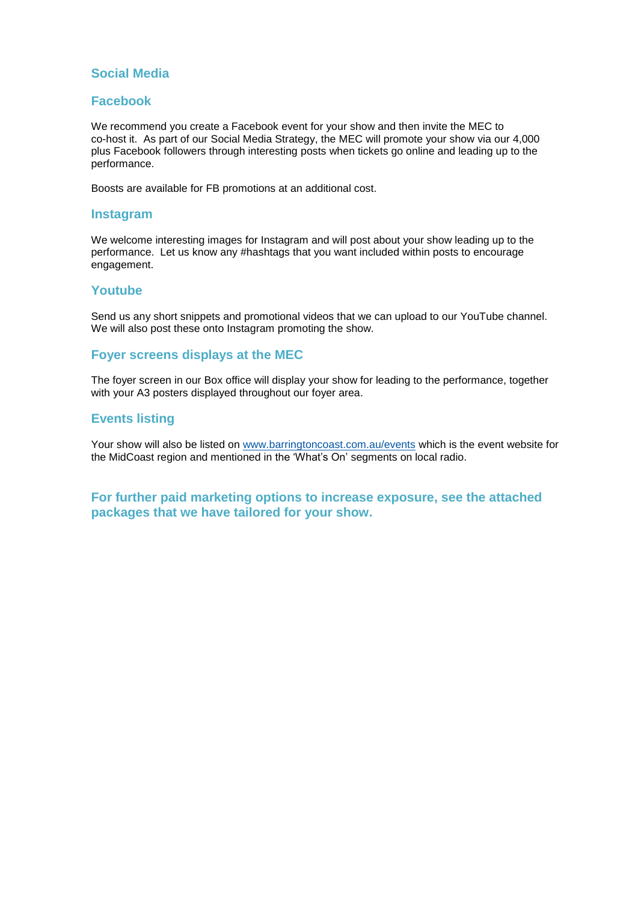## Social Media

### Facebook

We recommend you create a Facebook event for your show and then invite the MEC to co-host it. As part of our Social Media Strategy, the MEC will promote your show via our 4,000 plus Facebook followers through interesting posts when tickets go online and leading up to the performance.

Boosts are available for FB promotions at an additional cost.

### Instagram

We welcome interesting images for Instagram and will post about your show leading up to the performance. Let us know any #hashtags that you want included within posts to encourage engagement.

### Youtube

Send us any short snippets and promotional videos that we can upload to our YouTube channel. We will also post these onto Instagram promoting the show.

### Foyer screens displays at the MEC

The foyer screen in our Box office will display your show for leading to the performance, together with your A3 posters displayed throughout our foyer area.

### Events listing

Your show will also be listed on [www.barringtoncoast.com.au/events](http://www.barringtoncoast.com.au/events) which is the event website for the MidCoast region and mentioned in the 'What's On' segments on local radio.

**For further paid marketing options to increase exposure, see the attached packages that we have tailored for your show.**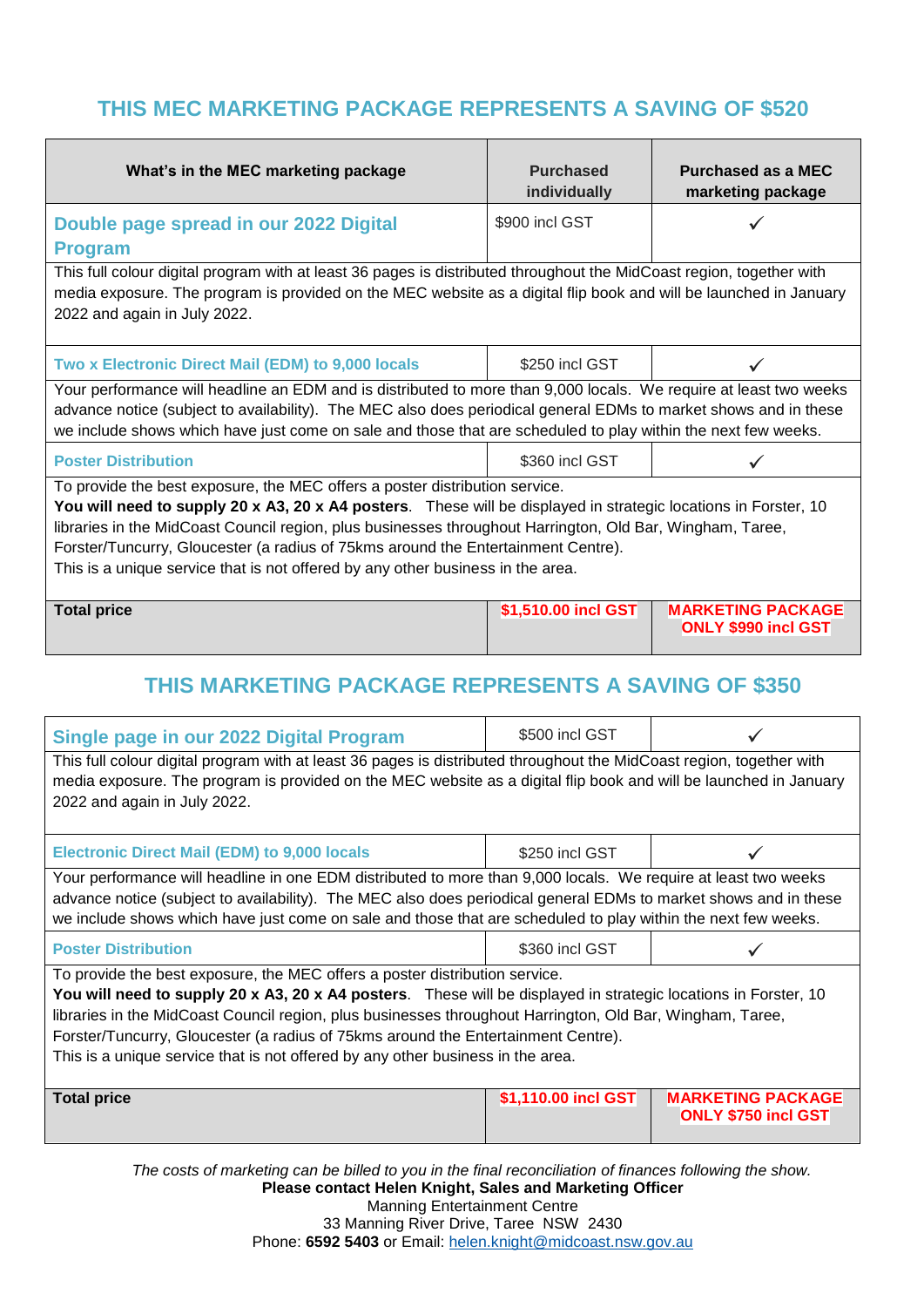## THIS MEC MARKETING PACKAGE REPRESENTS A SAVING OF $520

| What's in the MEC marketing package | Purchased individually | Purchased as a MEC marketing package |
|---|---|---|
| **Double page spread in our 2022 Digital Program** | $900 incl GST | ✓ |
| This full colour digital program with at least 36 pages is distributed throughout the MidCoast region, together with media exposure. The program is provided on the MEC website as a digital flip book and will be launched in January 2022 and again in July 2022. | | |
| **Two x Electronic Direct Mail (EDM) to 9,000 locals** | $250 incl GST | ✓ |
| Your performance will headline an EDM and is distributed to more than 9,000 locals. We require at least two weeks advance notice (subject to availability). The MEC also does periodical general EDMs to market shows and in these we include shows which have just come on sale and those that are scheduled to play within the next few weeks. | | |
| **Poster Distribution** | $360 incl GST | ✓ |
| To provide the best exposure, the MEC offers a poster distribution service. **You will need to supply 20 x A3, 20 x A4 posters**. These will be displayed in strategic locations in Forster, 10 libraries in the MidCoast Council region, plus businesses throughout Harrington, Old Bar, Wingham, Taree, Forster/Tuncurry, Gloucester (a radius of 75kms around the Entertainment Centre). This is a unique service that is not offered by any other business in the area. | | |
| **Total price** | **$1,510.00 incl GST** | **MARKETING PACKAGE ONLY $990 incl GST** |

## THIS MARKETING PACKAGE REPRESENTS A SAVING OF $350

| | | |
|---|---|---|
| **Single page in our 2022 Digital Program** | $500 incl GST | ✓ |
| This full colour digital program with at least 36 pages is distributed throughout the MidCoast region, together with media exposure. The program is provided on the MEC website as a digital flip book and will be launched in January 2022 and again in July 2022. | | |
| **Electronic Direct Mail (EDM) to 9,000 locals** | $250 incl GST | ✓ |
| Your performance will headline in one EDM distributed to more than 9,000 locals. We require at least two weeks advance notice (subject to availability). The MEC also does periodical general EDMs to market shows and in these we include shows which have just come on sale and those that are scheduled to play within the next few weeks. | | |
| **Poster Distribution** | $360 incl GST | ✓ |
| To provide the best exposure, the MEC offers a poster distribution service. **You will need to supply 20 x A3, 20 x A4 posters**. These will be displayed in strategic locations in Forster, 10 libraries in the MidCoast Council region, plus businesses throughout Harrington, Old Bar, Wingham, Taree, Forster/Tuncurry, Gloucester (a radius of 75kms around the Entertainment Centre). This is a unique service that is not offered by any other business in the area. | | |
| **Total price** | **$1,110.00 incl GST** | **MARKETING PACKAGE ONLY $750 incl GST** |

*The costs of marketing can be billed to you in the final reconciliation of finances following the show.*

**Please contact Helen Knight, Sales and Marketing Officer**
Manning Entertainment Centre
33 Manning River Drive, Taree NSW 2430
Phone: **6592 5403** or Email: helen.knight@midcoast.nsw.gov.au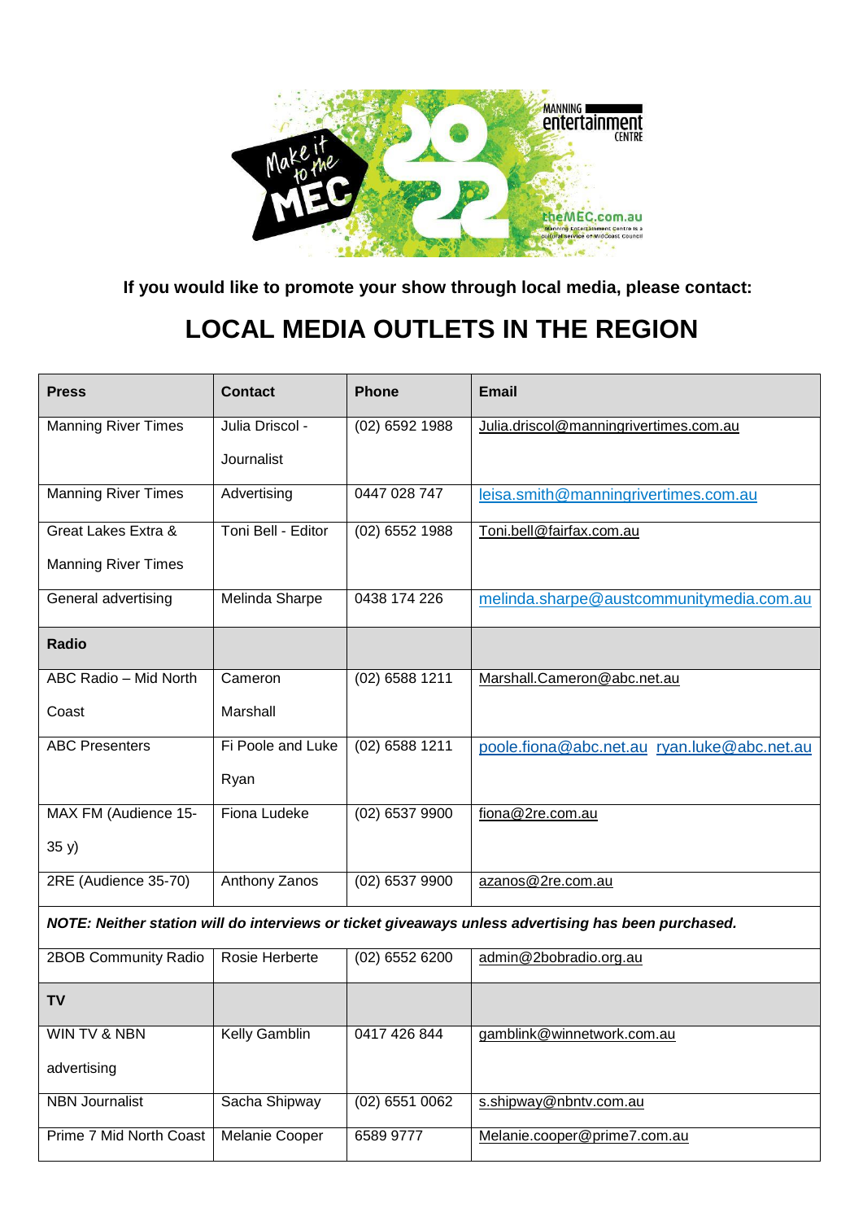If you would like to promote your show through local media, please contact:

# LOCAL MEDIA OUTLETS IN THE REGION

| Press | Contact | Phone | Email |
|---|---|---|---|
| Manning River Times | Julia Driscol - Journalist | (02) 6592 1988 | Julia.driscol@manningrivertimes.com.au |
| Manning River Times | Advertising | 0447 028 747 | leisa.smith@manningrivertimes.com.au |
| Great Lakes Extra & Manning River Times | Toni Bell - Editor | (02) 6552 1988 | Toni.bell@fairfax.com.au |
| General advertising | Melinda Sharpe | 0438 174 226 | melinda.sharpe@austcommunitymedia.com.au |
| **Radio** | | | |
| ABC Radio – Mid North Coast | Cameron Marshall | (02) 6588 1211 | Marshall.Cameron@abc.net.au |
| ABC Presenters | Fi Poole and Luke Ryan | (02) 6588 1211 | poole.fiona@abc.net.au ryan.luke@abc.net.au |
| MAX FM (Audience 15-35 y) | Fiona Ludeke | (02) 6537 9900 | fiona@2re.com.au |
| 2RE (Audience 35-70) | Anthony Zanos | (02) 6537 9900 | azanos@2re.com.au |
| ***NOTE: Neither station will do interviews or ticket giveaways unless advertising has been purchased.*** | | | |
| 2BOB Community Radio | Rosie Herberte | (02) 6552 6200 | admin@2bobradio.org.au |
| **TV** | | | |
| WIN TV & NBN advertising | Kelly Gamblin | 0417 426 844 | gamblink@winnetwork.com.au |
| NBN Journalist | Sacha Shipway | (02) 6551 0062 | s.shipway@nbntv.com.au |
| Prime 7 Mid North Coast | Melanie Cooper | 6589 9777 | Melanie.cooper@prime7.com.au |